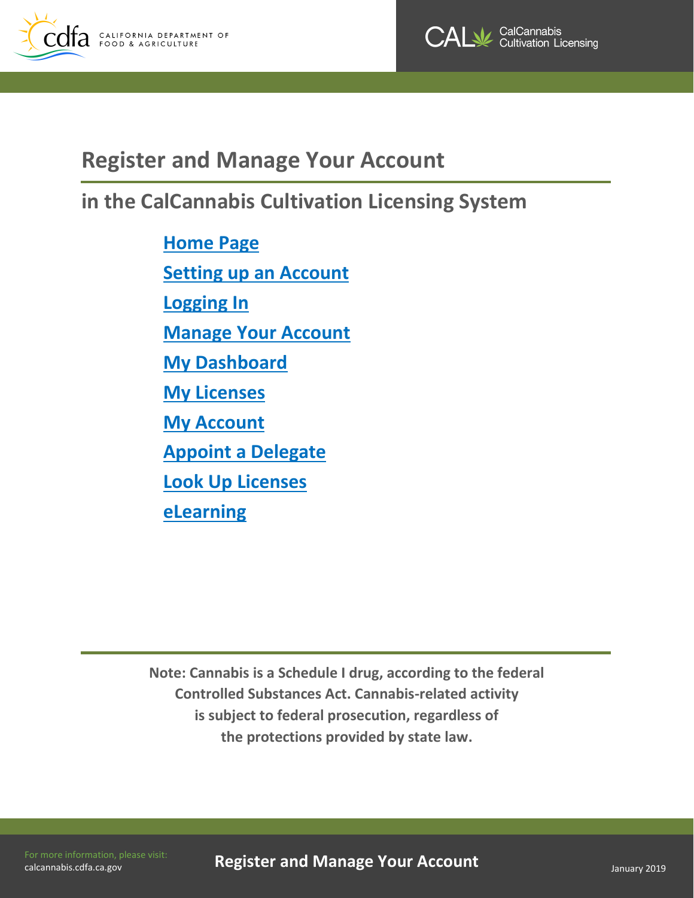# Register and Manage Your Account

## in the CalCannabis Cultivation Licensing System

- Home Page
- Setting up an Account
- Logging In
- Manage Your Account
- My Dashboard
- My Licenses
- My Account
- Appoint a Delegate
- Look Up Licenses
- eLearning

**Note: Cannabis is a Schedule I drug, according to the federal Controlled Substances Act. Cannabis-related activity is subject to federal prosecution, regardless of the protections provided by state law.**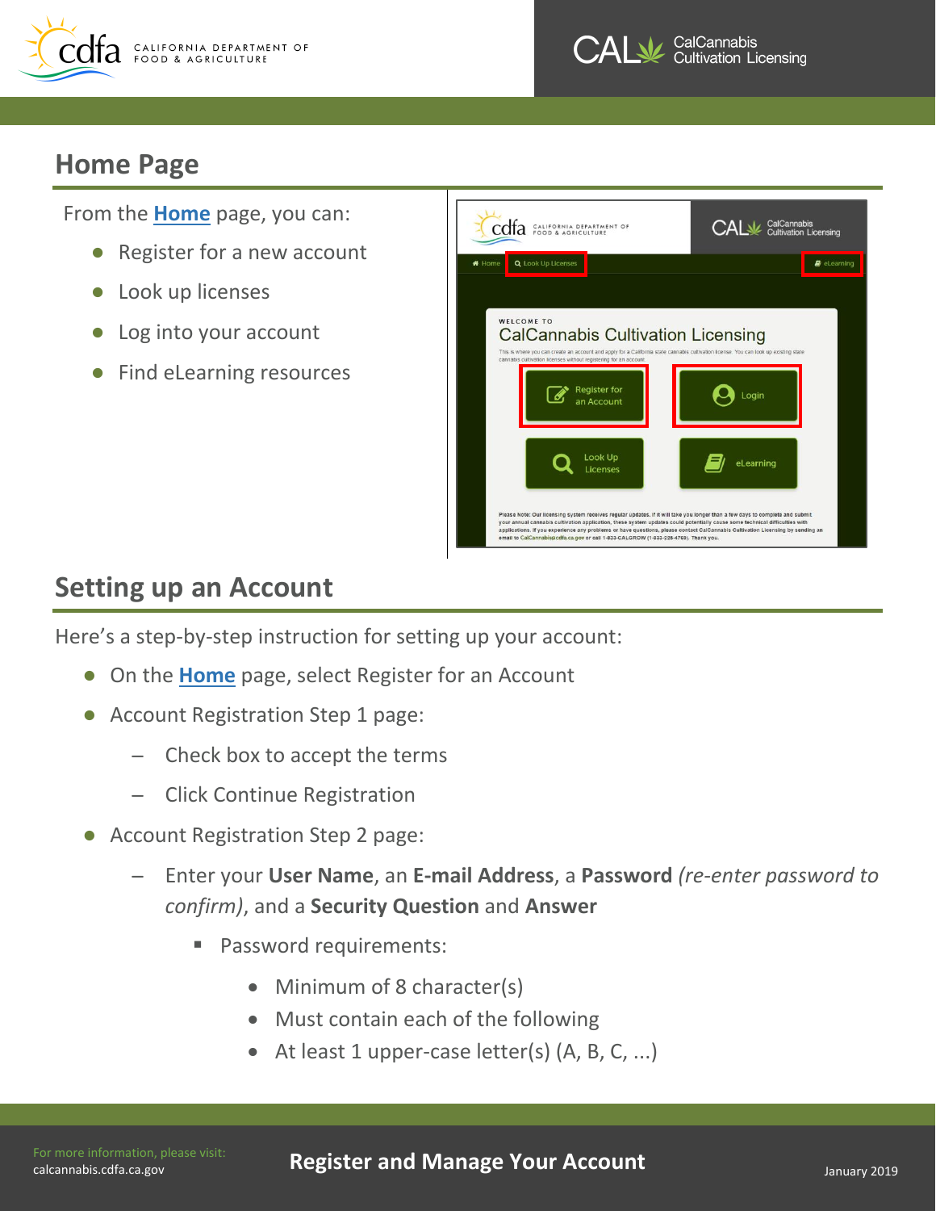## Home Page

From the **Home** page, you can:

- Register for a new account
- Look up licenses
- Log into your account
- Find eLearning resources

## Setting up an Account

Here's a step-by-step instruction for setting up your account:

- On the **Home** page, select Register for an Account
- Account Registration Step 1 page:
  - Check box to accept the terms
  - Click Continue Registration
- Account Registration Step 2 page:
  - Enter your **User Name**, an **E-mail Address**, a **Password** *(re-enter password to confirm)*, and a **Security Question** and **Answer**
    - Password requirements:
      - Minimum of 8 character(s)
      - Must contain each of the following
      - At least 1 upper-case letter(s) (A, B, C, ...)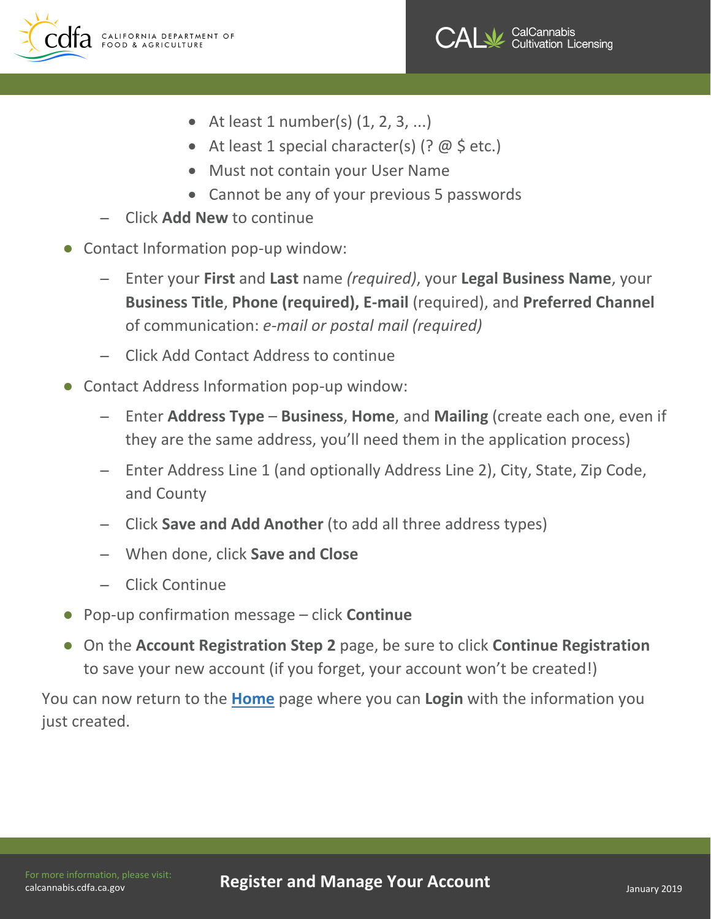- At least 1 number(s) (1, 2, 3, ...)
    - At least 1 special character(s) (? @ $ etc.)
    - Must not contain your User Name
    - Cannot be any of your previous 5 passwords
  - Click **Add New** to continue
- Contact Information pop-up window:
  - Enter your **First** and **Last** name *(required)*, your **Legal Business Name**, your **Business Title**, **Phone (required), E-mail** (required), and **Preferred Channel** of communication: *e-mail or postal mail (required)*
  - Click Add Contact Address to continue
- Contact Address Information pop-up window:
  - Enter **Address Type** – **Business**, **Home**, and **Mailing** (create each one, even if they are the same address, you'll need them in the application process)
  - Enter Address Line 1 (and optionally Address Line 2), City, State, Zip Code, and County
  - Click **Save and Add Another** (to add all three address types)
  - When done, click **Save and Close**
  - Click Continue
- Pop-up confirmation message – click **Continue**
- On the **Account Registration Step 2** page, be sure to click **Continue Registration** to save your new account (if you forget, your account won't be created!)

You can now return to the **Home** page where you can **Login** with the information you just created.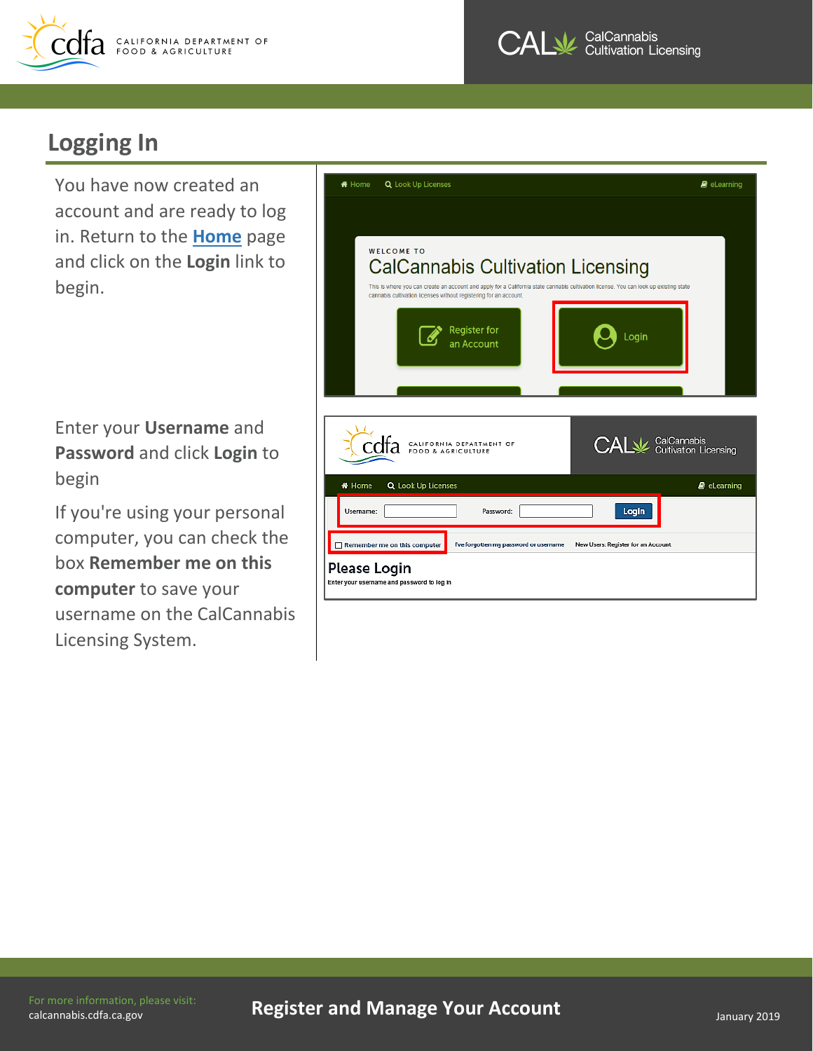## Logging In

You have now created an account and are ready to log in. Return to the **Home** page and click on the **Login** link to begin.

Enter your **Username** and **Password** and click **Login** to begin

If you're using your personal computer, you can check the box **Remember me on this computer** to save your username on the CalCannabis Licensing System.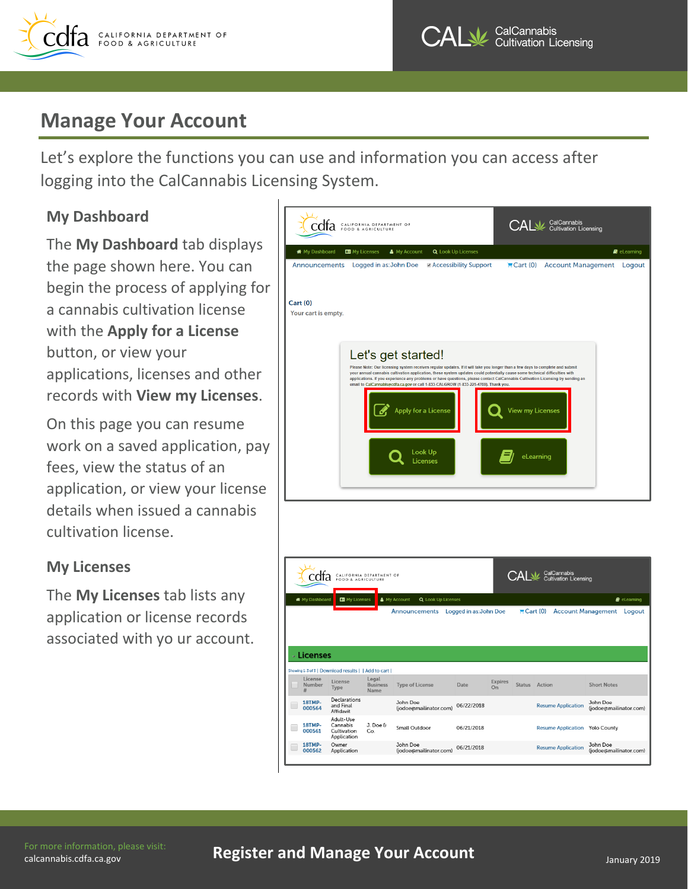# Manage Your Account

Let's explore the functions you can use and information you can access after logging into the CalCannabis Licensing System.

## My Dashboard

The **My Dashboard** tab displays the page shown here. You can begin the process of applying for a cannabis cultivation license with the **Apply for a License** button, or view your applications, licenses and other records with **View my Licenses**.

On this page you can resume work on a saved application, pay fees, view the status of an application, or view your license details when issued a cannabis cultivation license.

## My Licenses

The **My Licenses** tab lists any application or license records associated with yo ur account.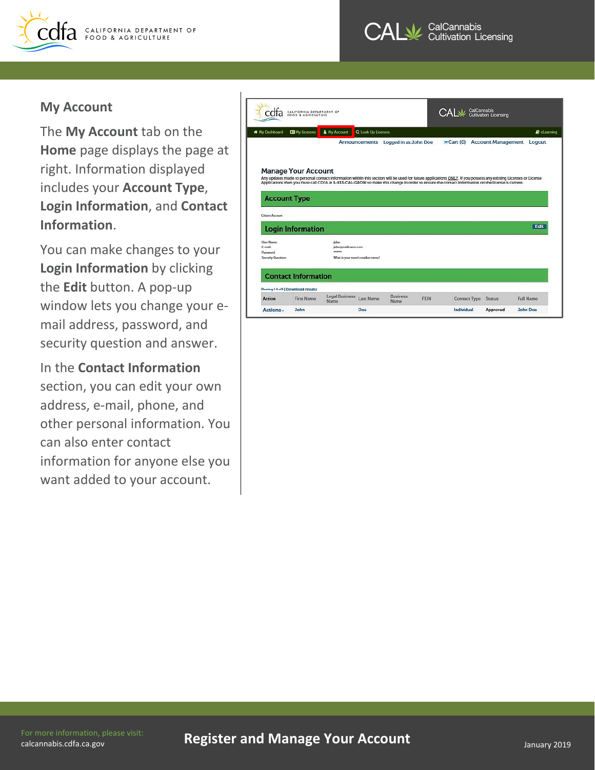## My Account

The **My Account** tab on the **Home** page displays the page at right. Information displayed includes your **Account Type**, **Login Information**, and **Contact Information**.

You can make changes to your **Login Information** by clicking the **Edit** button. A pop-up window lets you change your e-mail address, password, and security question and answer.

In the **Contact Information** section, you can edit your own address, e-mail, phone, and other personal information. You can also enter contact information for anyone else you want added to your account.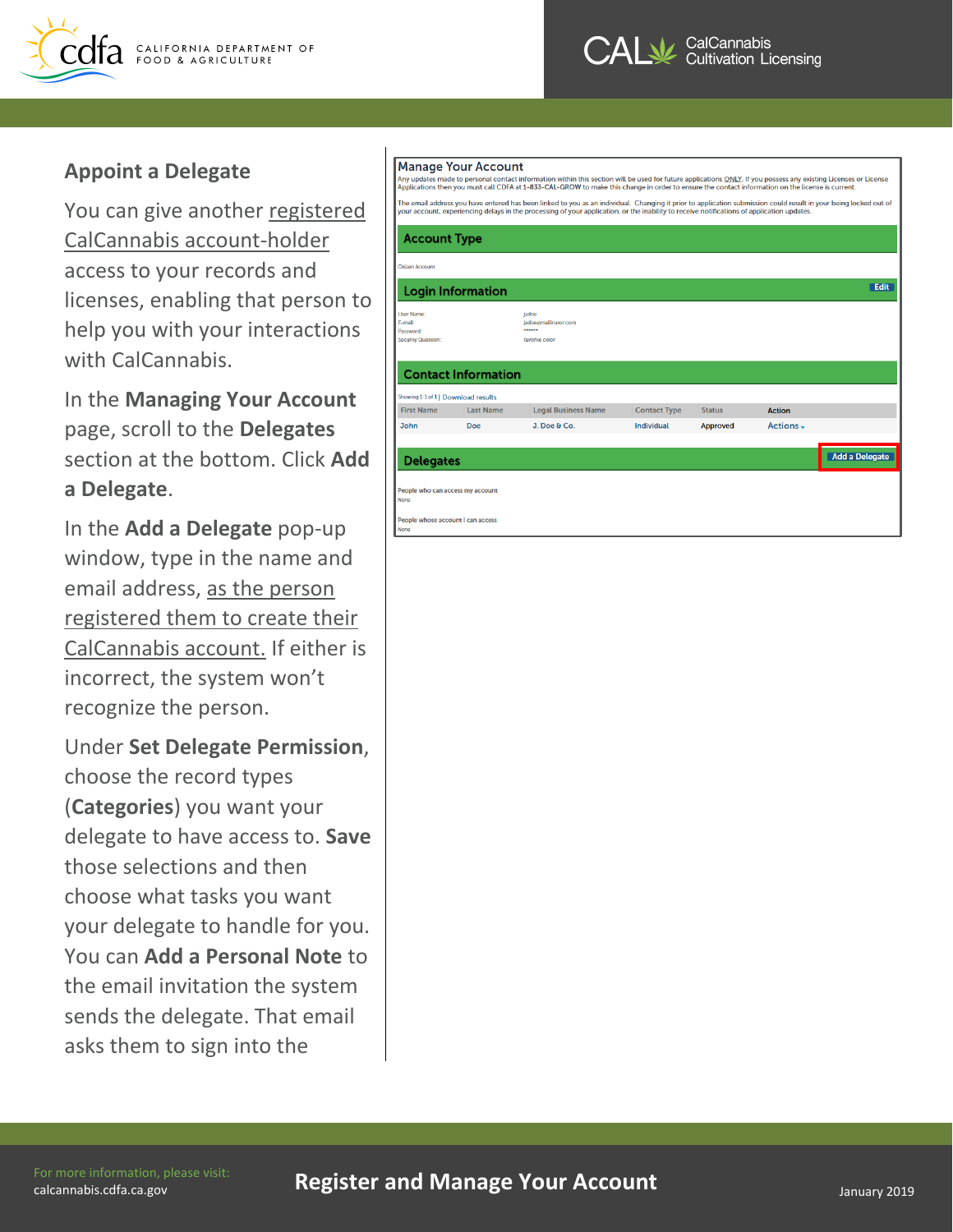## Appoint a Delegate

You can give another registered CalCannabis account-holder access to your records and licenses, enabling that person to help you with your interactions with CalCannabis.

In the **Managing Your Account** page, scroll to the **Delegates** section at the bottom. Click **Add a Delegate**.

In the **Add a Delegate** pop-up window, type in the name and email address, as the person registered them to create their CalCannabis account. If either is incorrect, the system won't recognize the person.

Under **Set Delegate Permission**, choose the record types (**Categories**) you want your delegate to have access to. **Save** those selections and then choose what tasks you want your delegate to handle for you. You can **Add a Personal Note** to the email invitation the system sends the delegate. That email asks them to sign into the

**Manage Your Account**

Any updates made to personal contact information within this section will be used for future applications ONLY. If you possess any existing Licenses or License Applications then you must call CDFA at 1-833-CAL-GROW to make this change in order to ensure the contact information on the license is current.

The email address you have entered has been linked to you as an individual. Changing it prior to application submission could result in your being locked out of your account, experiencing delays in the processing of your application, or the inability to receive notifications of application updates.

**Account Type**

Citizen Account

**Login Information** Edit

User Name: jadoe
E-mail: jadoe@mailinator.com
Password: ******
Security Question: favorite color

**Contact Information**

Showing 1-1 of 1 | Download results

| First Name | Last Name | Legal Business Name | Contact Type | Status | Action |
|---|---|---|---|---|---|
| John | Doe | J. Doe & Co. | Individual | Approved | Actions |

**Delegates** Add a Delegate

People who can access my account
None

People whose account I can access
None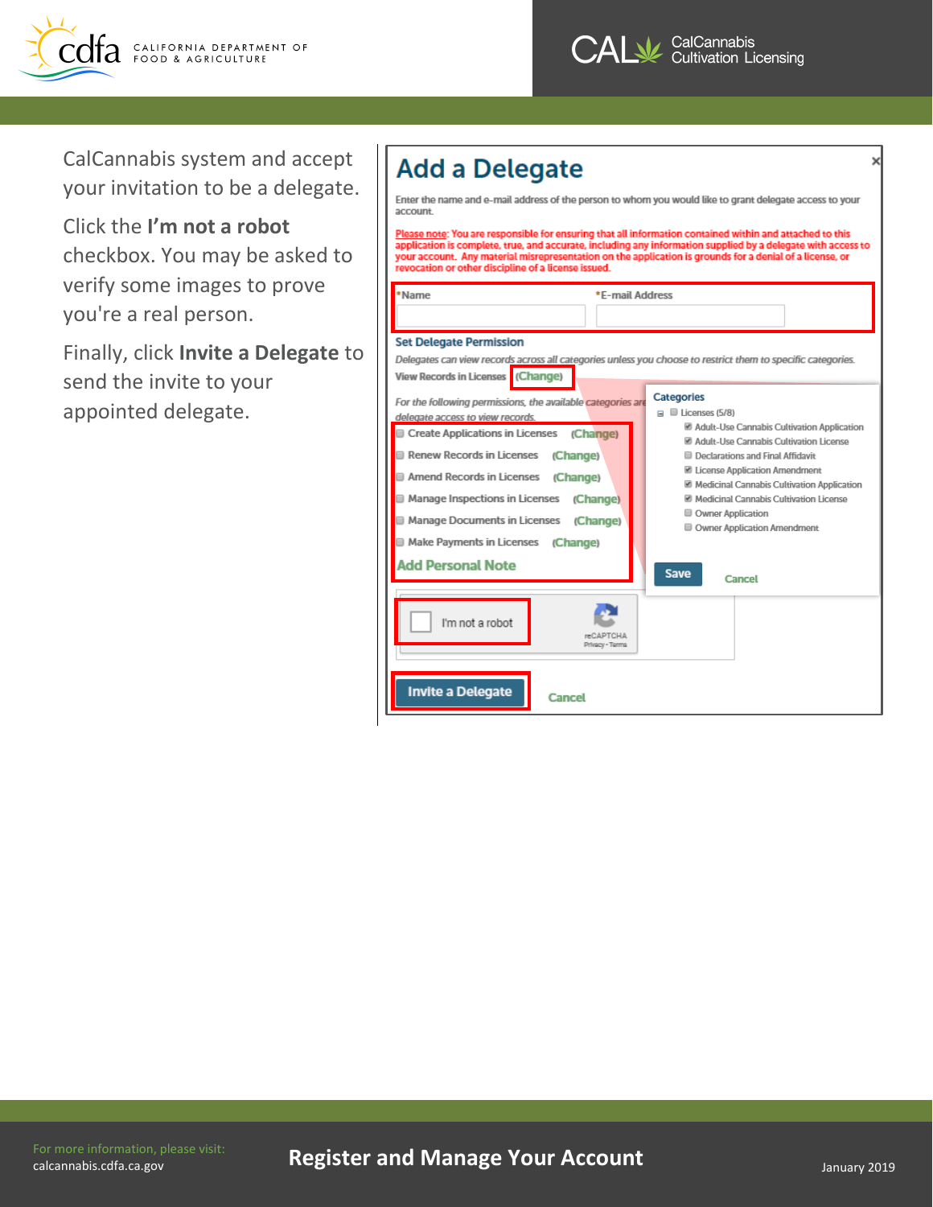CalCannabis system and accept your invitation to be a delegate.

Click the **I'm not a robot** checkbox. You may be asked to verify some images to prove you're a real person.

Finally, click **Invite a Delegate** to send the invite to your appointed delegate.

## Add a Delegate

Enter the name and e-mail address of the person to whom you would like to grant delegate access to your account.

Please note: You are responsible for ensuring that all information contained within and attached to this application is complete, true, and accurate, including any information supplied by a delegate with access to your account. Any material misrepresentation on the application is grounds for a denial of a license, or revocation or other discipline of a license issued.

*Name | *E-mail Address

**Set Delegate Permission**

*Delegates can view records across all categories unless you choose to restrict them to specific categories.*

View Records in Licenses (Change)

*For the following permissions, the available categories are ... delegate access to view records.*

- Create Applications in Licenses (Change)
- Renew Records in Licenses (Change)
- Amend Records in Licenses (Change)
- Manage Inspections in Licenses (Change)
- Manage Documents in Licenses (Change)
- Make Payments in Licenses (Change)

Add Personal Note

**Categories**

- Licenses (5/8)
  - ☑ Adult-Use Cannabis Cultivation Application
  - ☑ Adult-Use Cannabis Cultivation License
  - ☐ Declarations and Final Affidavit
  - ☑ License Application Amendment
  - ☑ Medicinal Cannabis Cultivation Application
  - ☑ Medicinal Cannabis Cultivation License
  - ☐ Owner Application
  - ☐ Owner Application Amendment

Save | Cancel

I'm not a robot — reCAPTCHA Privacy - Terms

Invite a Delegate | Cancel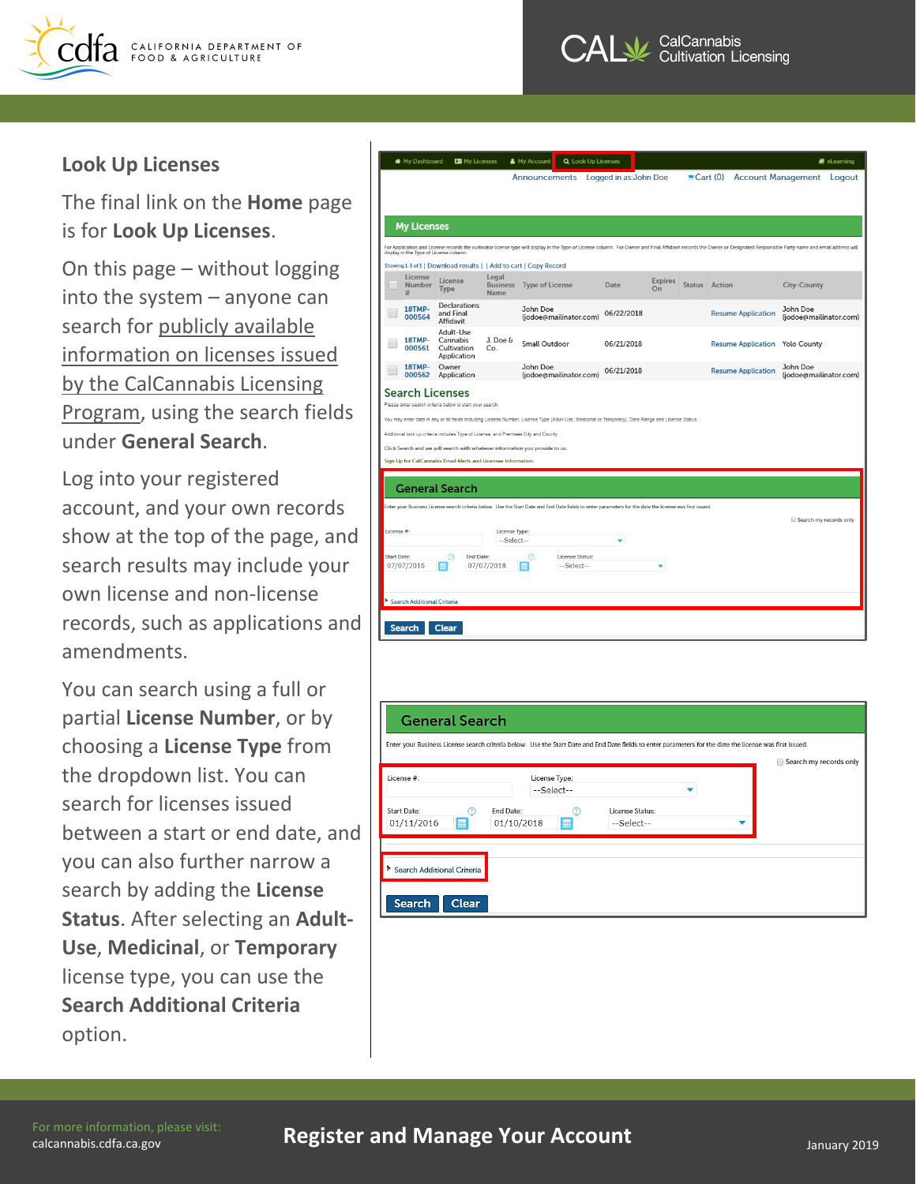## Look Up Licenses

The final link on the **Home** page is for **Look Up Licenses**.

On this page – without logging into the system – anyone can search for publicly available information on licenses issued by the CalCannabis Licensing Program, using the search fields under **General Search**.

Log into your registered account, and your own records show at the top of the page, and search results may include your own license and non-license records, such as applications and amendments.

You can search using a full or partial **License Number**, or by choosing a **License Type** from the dropdown list. You can search for licenses issued between a start or end date, and you can also further narrow a search by adding the **License Status**. After selecting an **Adult-Use**, **Medicinal**, or **Temporary** license type, you can use the **Search Additional Criteria** option.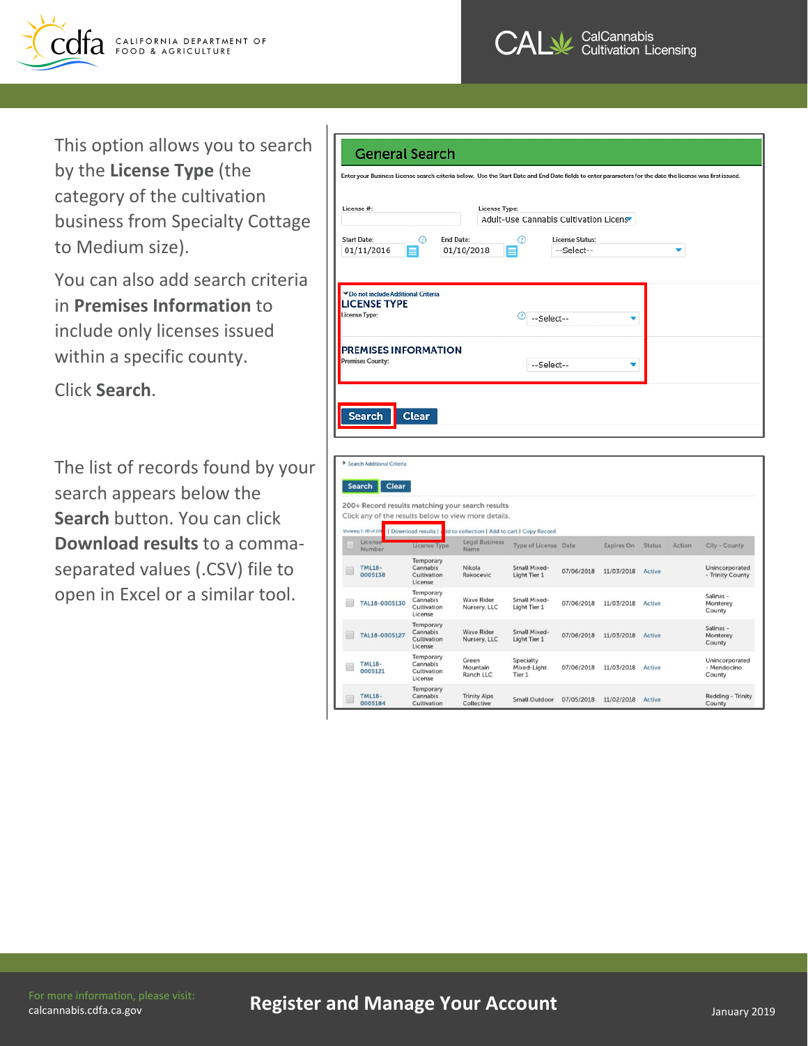This option allows you to search by the **License Type** (the category of the cultivation business from Specialty Cottage to Medium size).

You can also add search criteria in **Premises Information** to include only licenses issued within a specific county.

Click **Search**.

The list of records found by your search appears below the **Search** button. You can click **Download results** to a comma-separated values (.CSV) file to open in Excel or a similar tool.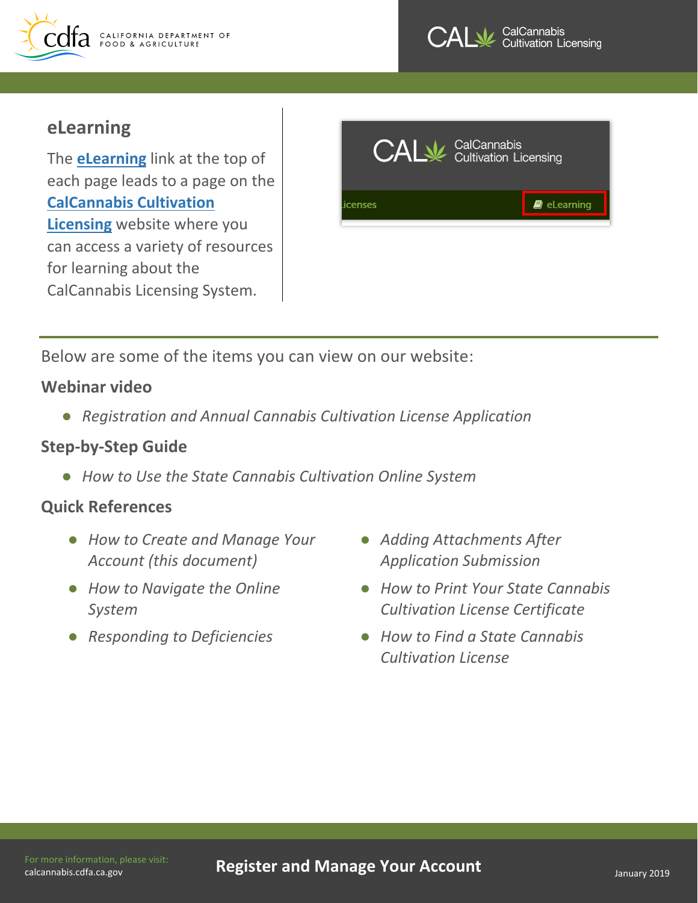## eLearning

The **eLearning** link at the top of each page leads to a page on the **CalCannabis Cultivation Licensing** website where you can access a variety of resources for learning about the CalCannabis Licensing System.

Below are some of the items you can view on our website:

### Webinar video

- *Registration and Annual Cannabis Cultivation License Application*

### Step-by-Step Guide

- *How to Use the State Cannabis Cultivation Online System*

### Quick References

- *How to Create and Manage Your Account (this document)*
- *How to Navigate the Online System*
- *Responding to Deficiencies*
- *Adding Attachments After Application Submission*
- *How to Print Your State Cannabis Cultivation License Certificate*
- *How to Find a State Cannabis Cultivation License*